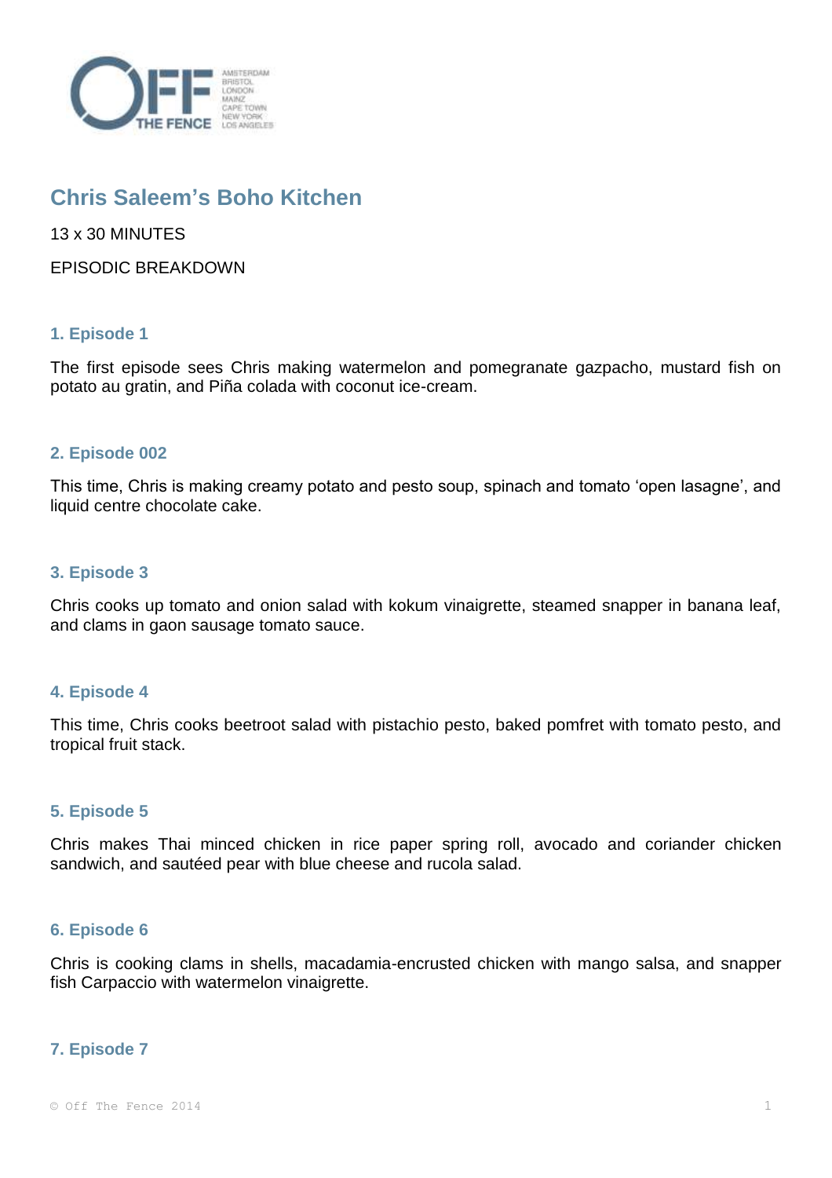# Chris Saleem's Boho Kitchen

13 x 30 MINUTES

EPISODIC BREAKDOWN

### 1. Episode 1

The first episode sees Chris making watermelon and pomegranate gazpacho, mustard fish on potato au gratin, and Piña colada with coconut ice-cream.

### 2. Episode 002

This time, Chris is making creamy potato and pesto soup, spinach and tomato 'open lasagne', and liquid centre chocolate cake.

### 3. Episode 3

Chris cooks up tomato and onion salad with kokum vinaigrette, steamed snapper in banana leaf, and clams in gaon sausage tomato sauce.

### 4. Episode 4

This time, Chris cooks beetroot salad with pistachio pesto, baked pomfret with tomato pesto, and tropical fruit stack.

### 5. Episode 5

Chris makes Thai minced chicken in rice paper spring roll, avocado and coriander chicken sandwich, and sautéed pear with blue cheese and rucola salad.

### 6. Episode 6

Chris is cooking clams in shells, macadamia-encrusted chicken with mango salsa, and snapper fish Carpaccio with watermelon vinaigrette.

### 7. Episode 7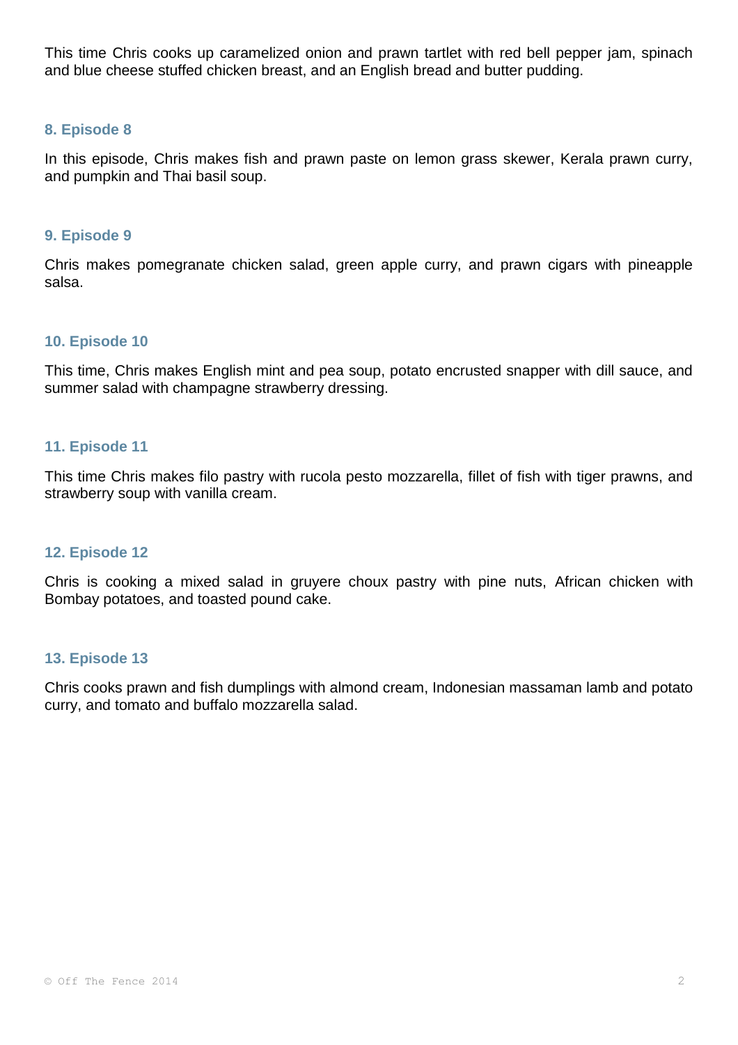This time Chris cooks up caramelized onion and prawn tartlet with red bell pepper jam, spinach and blue cheese stuffed chicken breast, and an English bread and butter pudding.

### 8. Episode 8

In this episode, Chris makes fish and prawn paste on lemon grass skewer, Kerala prawn curry, and pumpkin and Thai basil soup.

### 9. Episode 9

Chris makes pomegranate chicken salad, green apple curry, and prawn cigars with pineapple salsa.

### 10. Episode 10

This time, Chris makes English mint and pea soup, potato encrusted snapper with dill sauce, and summer salad with champagne strawberry dressing.

### 11. Episode 11

This time Chris makes filo pastry with rucola pesto mozzarella, fillet of fish with tiger prawns, and strawberry soup with vanilla cream.

### 12. Episode 12

Chris is cooking a mixed salad in gruyere choux pastry with pine nuts, African chicken with Bombay potatoes, and toasted pound cake.

### 13. Episode 13

Chris cooks prawn and fish dumplings with almond cream, Indonesian massaman lamb and potato curry, and tomato and buffalo mozzarella salad.